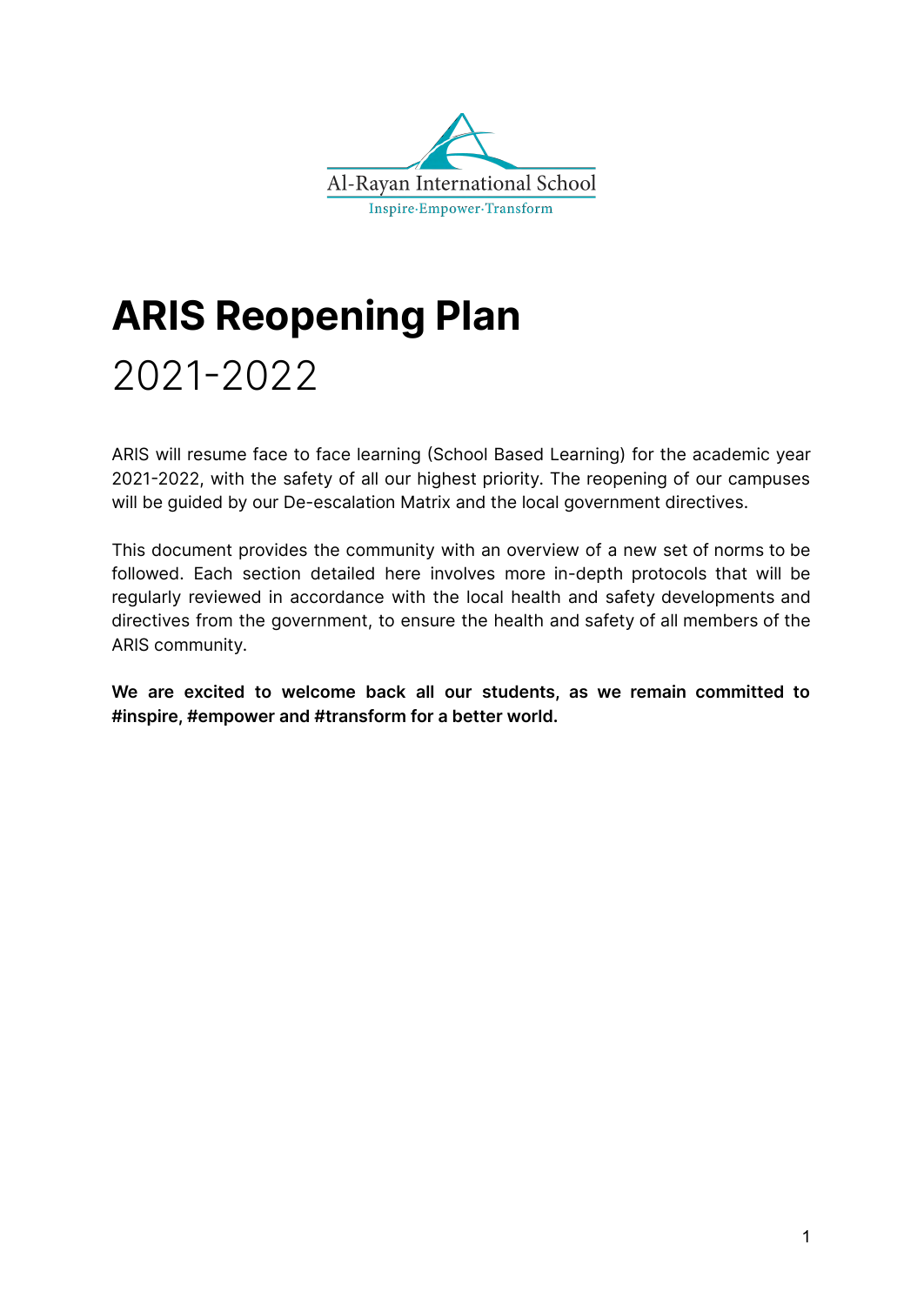Al-Rayan International School

Inspire·Empower·Transform

# ARIS Reopening Plan

2021-2022

ARIS will resume face to face learning (School Based Learning) for the academic year 2021-2022, with the safety of all our highest priority. The reopening of our campuses will be guided by our De-escalation Matrix and the local government directives.

This document provides the community with an overview of a new set of norms to be followed. Each section detailed here involves more in-depth protocols that will be regularly reviewed in accordance with the local health and safety developments and directives from the government, to ensure the health and safety of all members of the ARIS community.

**We are excited to welcome back all our students, as we remain committed to #inspire, #empower and #transform for a better world.**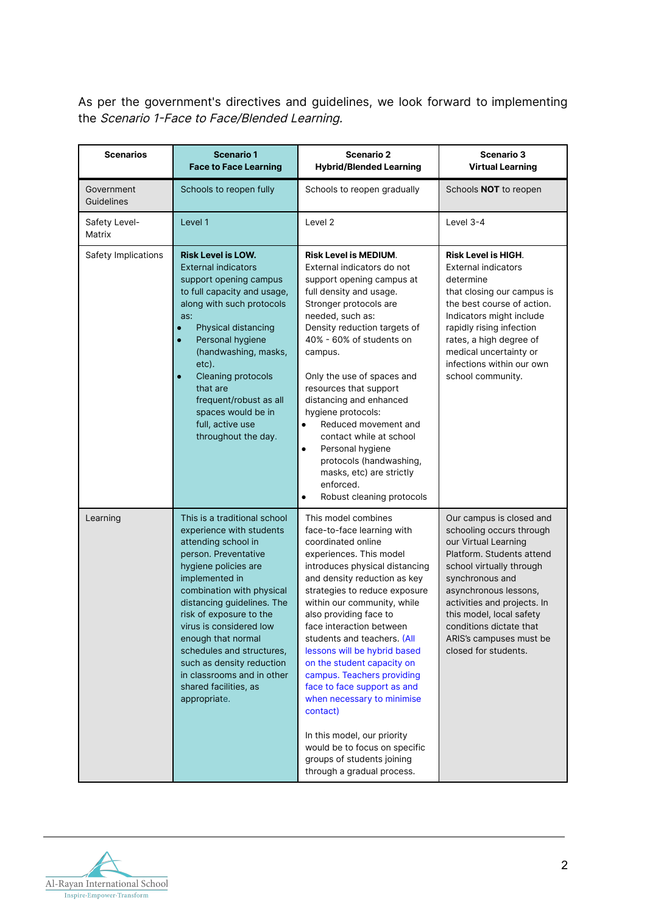As per the government's directives and guidelines, we look forward to implementing the *Scenario 1-Face to Face/Blended Learning.*

| **Scenarios** | **Scenario 1 Face to Face Learning** | **Scenario 2 Hybrid/Blended Learning** | **Scenario 3 Virtual Learning** |
|---|---|---|---|
| Government Guidelines | Schools to reopen fully | Schools to reopen gradually | Schools **NOT** to reopen |
| Safety Level-Matrix | Level 1 | Level 2 | Level 3-4 |
| Safety Implications | **Risk Level is LOW.** External indicators support opening campus to full capacity and usage, along with such protocols as: • Physical distancing • Personal hygiene (handwashing, masks, etc). • Cleaning protocols that are frequent/robust as all spaces would be in full, active use throughout the day. | **Risk Level is MEDIUM.** External indicators do not support opening campus at full density and usage. Stronger protocols are needed, such as: Density reduction targets of 40% - 60% of students on campus. Only the use of spaces and resources that support distancing and enhanced hygiene protocols: • Reduced movement and contact while at school • Personal hygiene protocols (handwashing, masks, etc) are strictly enforced. • Robust cleaning protocols | **Risk Level is HIGH.** External indicators determine that closing our campus is the best course of action. Indicators might include rapidly rising infection rates, a high degree of medical uncertainty or infections within our own school community. |
| Learning | This is a traditional school experience with students attending school in person. Preventative hygiene policies are implemented in combination with physical distancing guidelines. The risk of exposure to the virus is considered low enough that normal schedules and structures, such as density reduction in classrooms and in other shared facilities, as appropriate. | This model combines face-to-face learning with coordinated online experiences. This model introduces physical distancing and density reduction as key strategies to reduce exposure within our community, while also providing face to face interaction between students and teachers. (All lessons will be hybrid based on the student capacity on campus. Teachers providing face to face support as and when necessary to minimise contact) In this model, our priority would be to focus on specific groups of students joining through a gradual process. | Our campus is closed and schooling occurs through our Virtual Learning Platform. Students attend school virtually through synchronous and asynchronous lessons, activities and projects. In this model, local safety conditions dictate that ARIS's campuses must be closed for students. |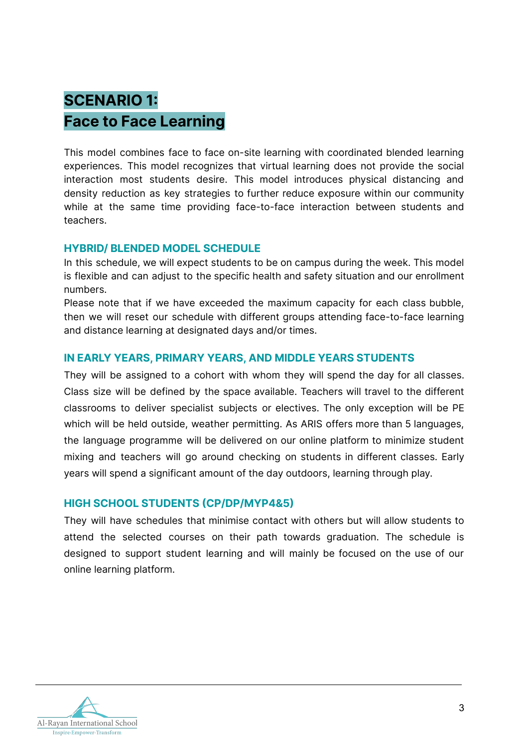# SCENARIO 1:
# Face to Face Learning

This model combines face to face on-site learning with coordinated blended learning experiences. This model recognizes that virtual learning does not provide the social interaction most students desire. This model introduces physical distancing and density reduction as key strategies to further reduce exposure within our community while at the same time providing face-to-face interaction between students and teachers.

### HYBRID/ BLENDED MODEL SCHEDULE

In this schedule, we will expect students to be on campus during the week. This model is flexible and can adjust to the specific health and safety situation and our enrollment numbers.

Please note that if we have exceeded the maximum capacity for each class bubble, then we will reset our schedule with different groups attending face-to-face learning and distance learning at designated days and/or times.

### IN EARLY YEARS, PRIMARY YEARS, AND MIDDLE YEARS STUDENTS

They will be assigned to a cohort with whom they will spend the day for all classes. Class size will be defined by the space available. Teachers will travel to the different classrooms to deliver specialist subjects or electives. The only exception will be PE which will be held outside, weather permitting. As ARIS offers more than 5 languages, the language programme will be delivered on our online platform to minimize student mixing and teachers will go around checking on students in different classes. Early years will spend a significant amount of the day outdoors, learning through play.

### HIGH SCHOOL STUDENTS (CP/DP/MYP4&5)

They will have schedules that minimise contact with others but will allow students to attend the selected courses on their path towards graduation. The schedule is designed to support student learning and will mainly be focused on the use of our online learning platform.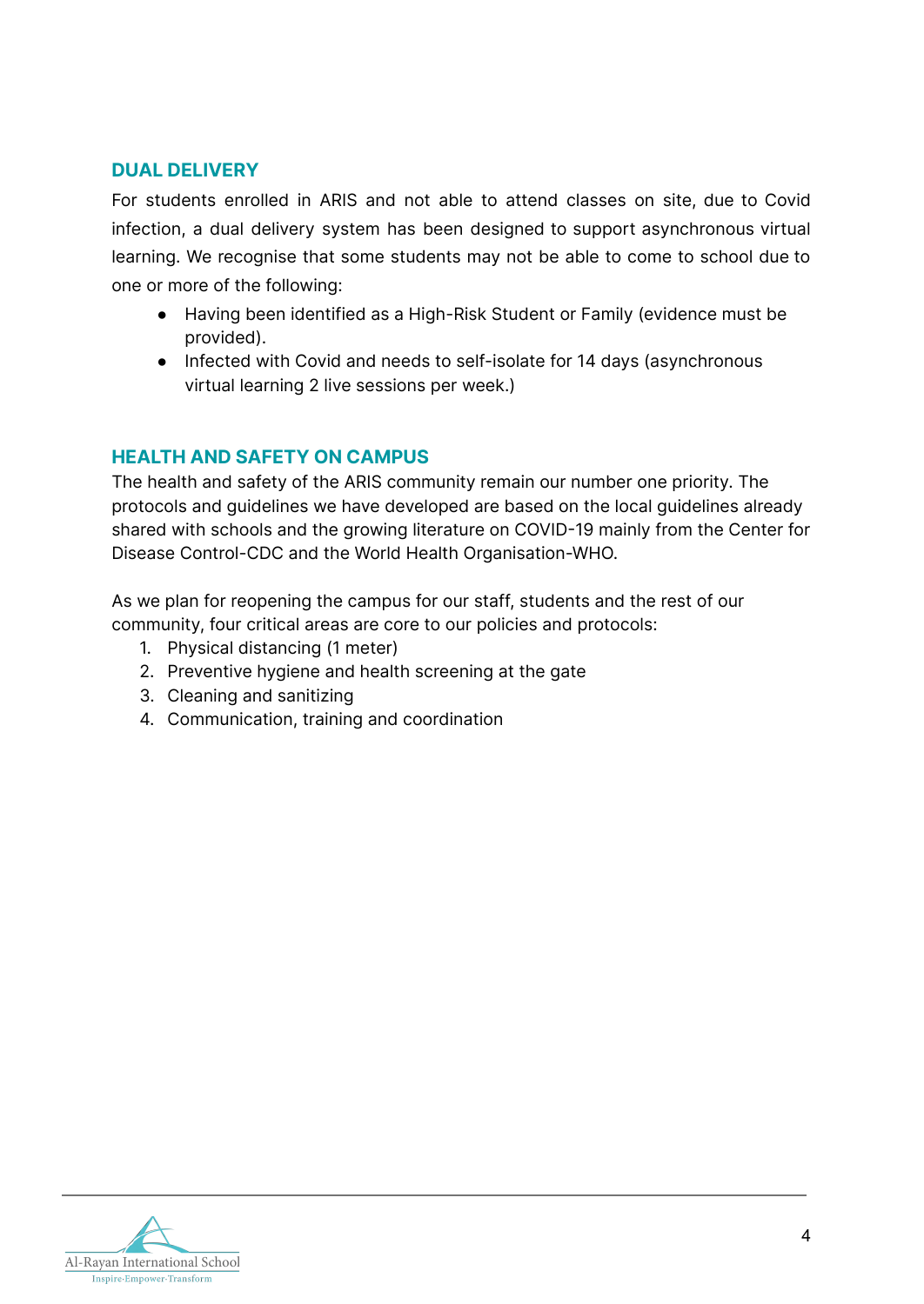## DUAL DELIVERY

For students enrolled in ARIS and not able to attend classes on site, due to Covid infection, a dual delivery system has been designed to support asynchronous virtual learning. We recognise that some students may not be able to come to school due to one or more of the following:

- Having been identified as a High-Risk Student or Family (evidence must be provided).
- Infected with Covid and needs to self-isolate for 14 days (asynchronous virtual learning 2 live sessions per week.)

## HEALTH AND SAFETY ON CAMPUS

The health and safety of the ARIS community remain our number one priority. The protocols and guidelines we have developed are based on the local guidelines already shared with schools and the growing literature on COVID-19 mainly from the Center for Disease Control-CDC and the World Health Organisation-WHO.

As we plan for reopening the campus for our staff, students and the rest of our community, four critical areas are core to our policies and protocols:

1. Physical distancing (1 meter)
2. Preventive hygiene and health screening at the gate
3. Cleaning and sanitizing
4. Communication, training and coordination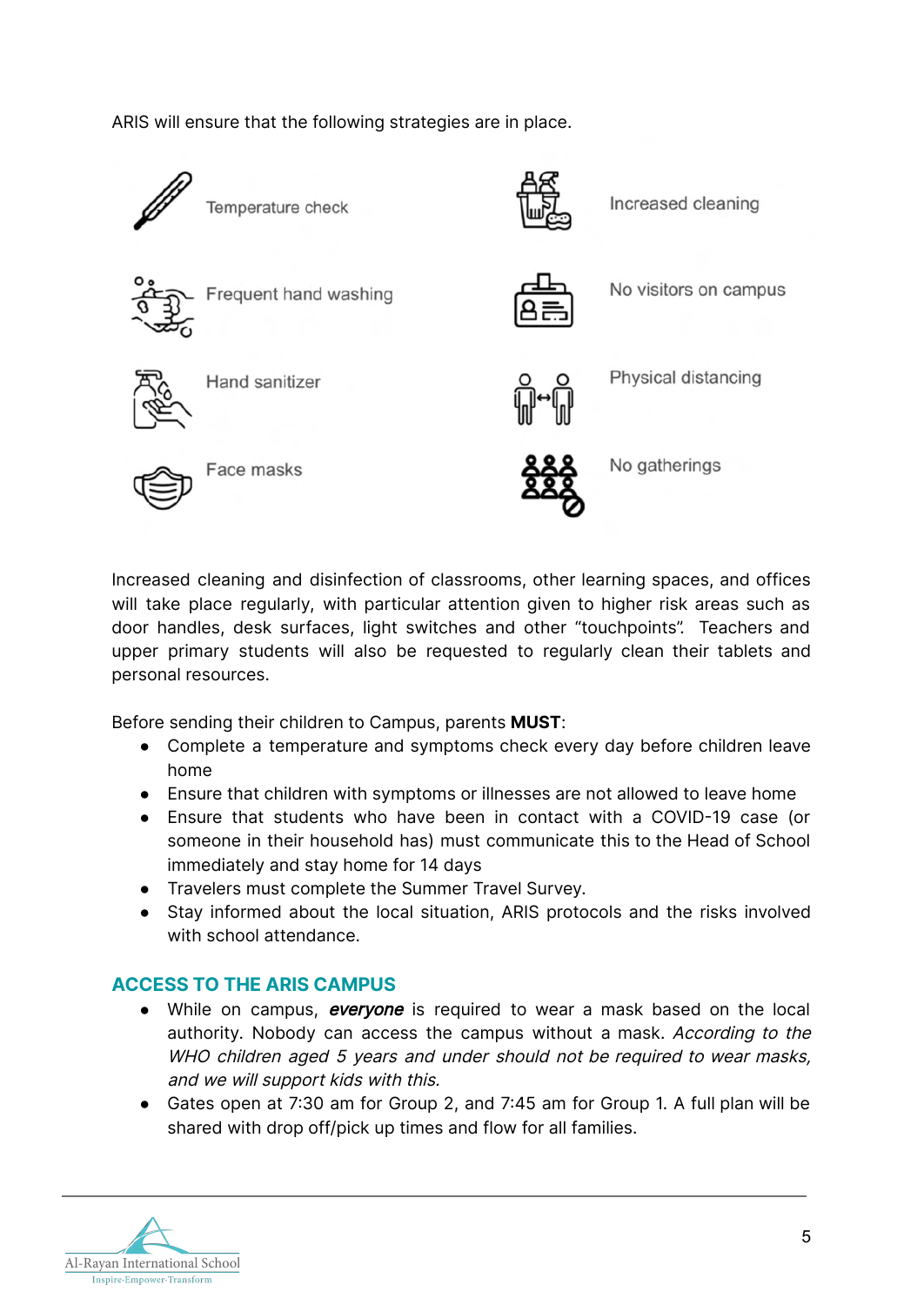ARIS will ensure that the following strategies are in place.

- Temperature check
- Frequent hand washing
- Hand sanitizer
- Face masks
- Increased cleaning
- No visitors on campus
- Physical distancing
- No gatherings

Increased cleaning and disinfection of classrooms, other learning spaces, and offices will take place regularly, with particular attention given to higher risk areas such as door handles, desk surfaces, light switches and other "touchpoints". Teachers and upper primary students will also be requested to regularly clean their tablets and personal resources.

Before sending their children to Campus, parents **MUST**:

- Complete a temperature and symptoms check every day before children leave home
- Ensure that children with symptoms or illnesses are not allowed to leave home
- Ensure that students who have been in contact with a COVID-19 case (or someone in their household has) must communicate this to the Head of School immediately and stay home for 14 days
- Travelers must complete the Summer Travel Survey.
- Stay informed about the local situation, ARIS protocols and the risks involved with school attendance.

## ACCESS TO THE ARIS CAMPUS

- While on campus, ***everyone*** is required to wear a mask based on the local authority. Nobody can access the campus without a mask. *According to the WHO children aged 5 years and under should not be required to wear masks, and we will support kids with this.*
- Gates open at 7:30 am for Group 2, and 7:45 am for Group 1. A full plan will be shared with drop off/pick up times and flow for all families.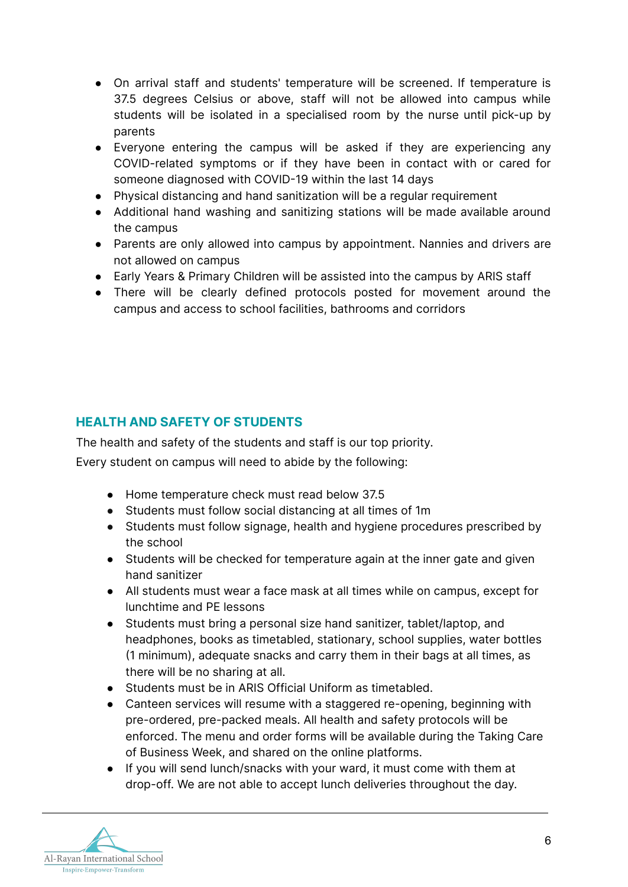- On arrival staff and students' temperature will be screened. If temperature is 37.5 degrees Celsius or above, staff will not be allowed into campus while students will be isolated in a specialised room by the nurse until pick-up by parents
- Everyone entering the campus will be asked if they are experiencing any COVID-related symptoms or if they have been in contact with or cared for someone diagnosed with COVID-19 within the last 14 days
- Physical distancing and hand sanitization will be a regular requirement
- Additional hand washing and sanitizing stations will be made available around the campus
- Parents are only allowed into campus by appointment. Nannies and drivers are not allowed on campus
- Early Years & Primary Children will be assisted into the campus by ARIS staff
- There will be clearly defined protocols posted for movement around the campus and access to school facilities, bathrooms and corridors

## HEALTH AND SAFETY OF STUDENTS

The health and safety of the students and staff is our top priority.

Every student on campus will need to abide by the following:

- Home temperature check must read below 37.5
- Students must follow social distancing at all times of 1m
- Students must follow signage, health and hygiene procedures prescribed by the school
- Students will be checked for temperature again at the inner gate and given hand sanitizer
- All students must wear a face mask at all times while on campus, except for lunchtime and PE lessons
- Students must bring a personal size hand sanitizer, tablet/laptop, and headphones, books as timetabled, stationary, school supplies, water bottles (1 minimum), adequate snacks and carry them in their bags at all times, as there will be no sharing at all.
- Students must be in ARIS Official Uniform as timetabled.
- Canteen services will resume with a staggered re-opening, beginning with pre-ordered, pre-packed meals. All health and safety protocols will be enforced. The menu and order forms will be available during the Taking Care of Business Week, and shared on the online platforms.
- If you will send lunch/snacks with your ward, it must come with them at drop-off. We are not able to accept lunch deliveries throughout the day.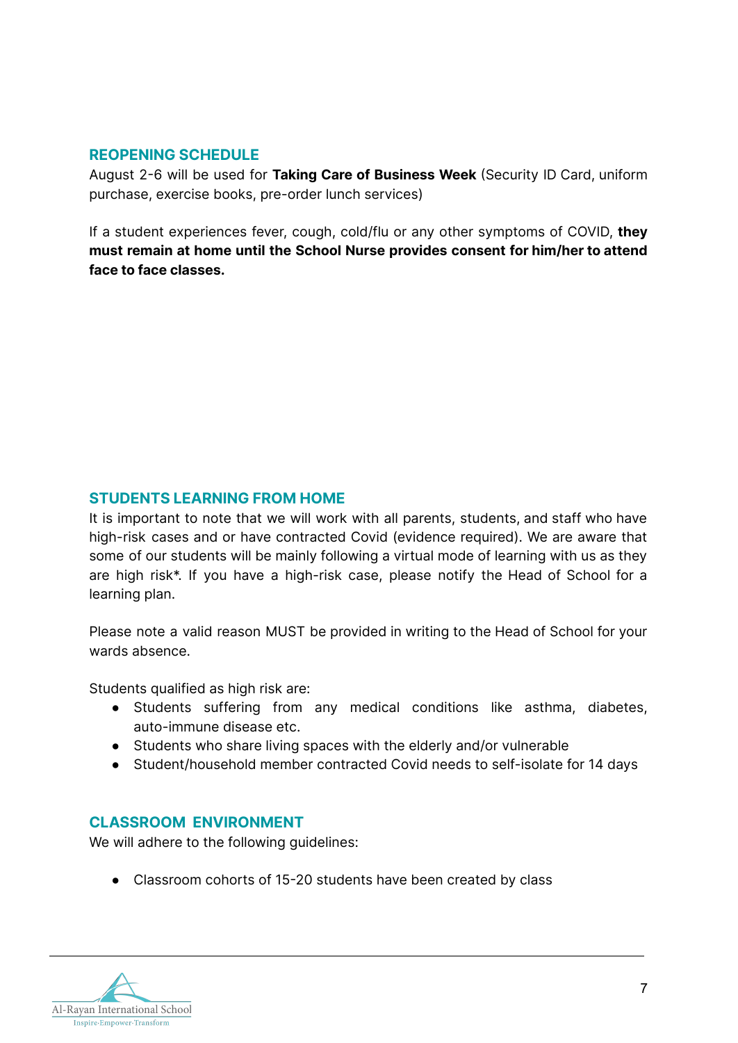## REOPENING SCHEDULE

August 2-6 will be used for **Taking Care of Business Week** (Security ID Card, uniform purchase, exercise books, pre-order lunch services)

If a student experiences fever, cough, cold/flu or any other symptoms of COVID, **they must remain at home until the School Nurse provides consent for him/her to attend face to face classes.**

## STUDENTS LEARNING FROM HOME

It is important to note that we will work with all parents, students, and staff who have high-risk cases and or have contracted Covid (evidence required). We are aware that some of our students will be mainly following a virtual mode of learning with us as they are high risk*. If you have a high-risk case, please notify the Head of School for a learning plan.

Please note a valid reason MUST be provided in writing to the Head of School for your wards absence.

Students qualified as high risk are:

- Students suffering from any medical conditions like asthma, diabetes, auto-immune disease etc.
- Students who share living spaces with the elderly and/or vulnerable
- Student/household member contracted Covid needs to self-isolate for 14 days

## CLASSROOM ENVIRONMENT

We will adhere to the following guidelines:

- Classroom cohorts of 15-20 students have been created by class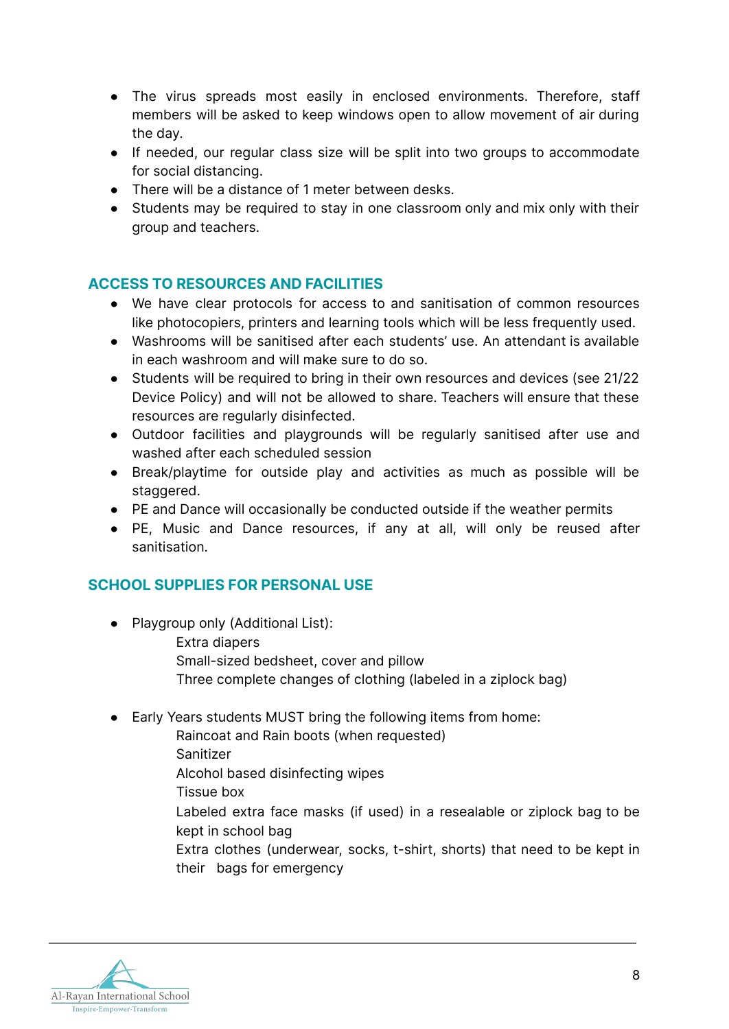- The virus spreads most easily in enclosed environments. Therefore, staff members will be asked to keep windows open to allow movement of air during the day.
- If needed, our regular class size will be split into two groups to accommodate for social distancing.
- There will be a distance of 1 meter between desks.
- Students may be required to stay in one classroom only and mix only with their group and teachers.

## ACCESS TO RESOURCES AND FACILITIES

- We have clear protocols for access to and sanitisation of common resources like photocopiers, printers and learning tools which will be less frequently used.
- Washrooms will be sanitised after each students' use. An attendant is available in each washroom and will make sure to do so.
- Students will be required to bring in their own resources and devices (see 21/22 Device Policy) and will not be allowed to share. Teachers will ensure that these resources are regularly disinfected.
- Outdoor facilities and playgrounds will be regularly sanitised after use and washed after each scheduled session
- Break/playtime for outside play and activities as much as possible will be staggered.
- PE and Dance will occasionally be conducted outside if the weather permits
- PE, Music and Dance resources, if any at all, will only be reused after sanitisation.

## SCHOOL SUPPLIES FOR PERSONAL USE

- Playgroup only (Additional List):
  - Extra diapers
  - Small-sized bedsheet, cover and pillow
  - Three complete changes of clothing (labeled in a ziplock bag)

- Early Years students MUST bring the following items from home:
  - Raincoat and Rain boots (when requested)
  - Sanitizer
  - Alcohol based disinfecting wipes
  - Tissue box
  - Labeled extra face masks (if used) in a resealable or ziplock bag to be kept in school bag
  - Extra clothes (underwear, socks, t-shirt, shorts) that need to be kept in their bags for emergency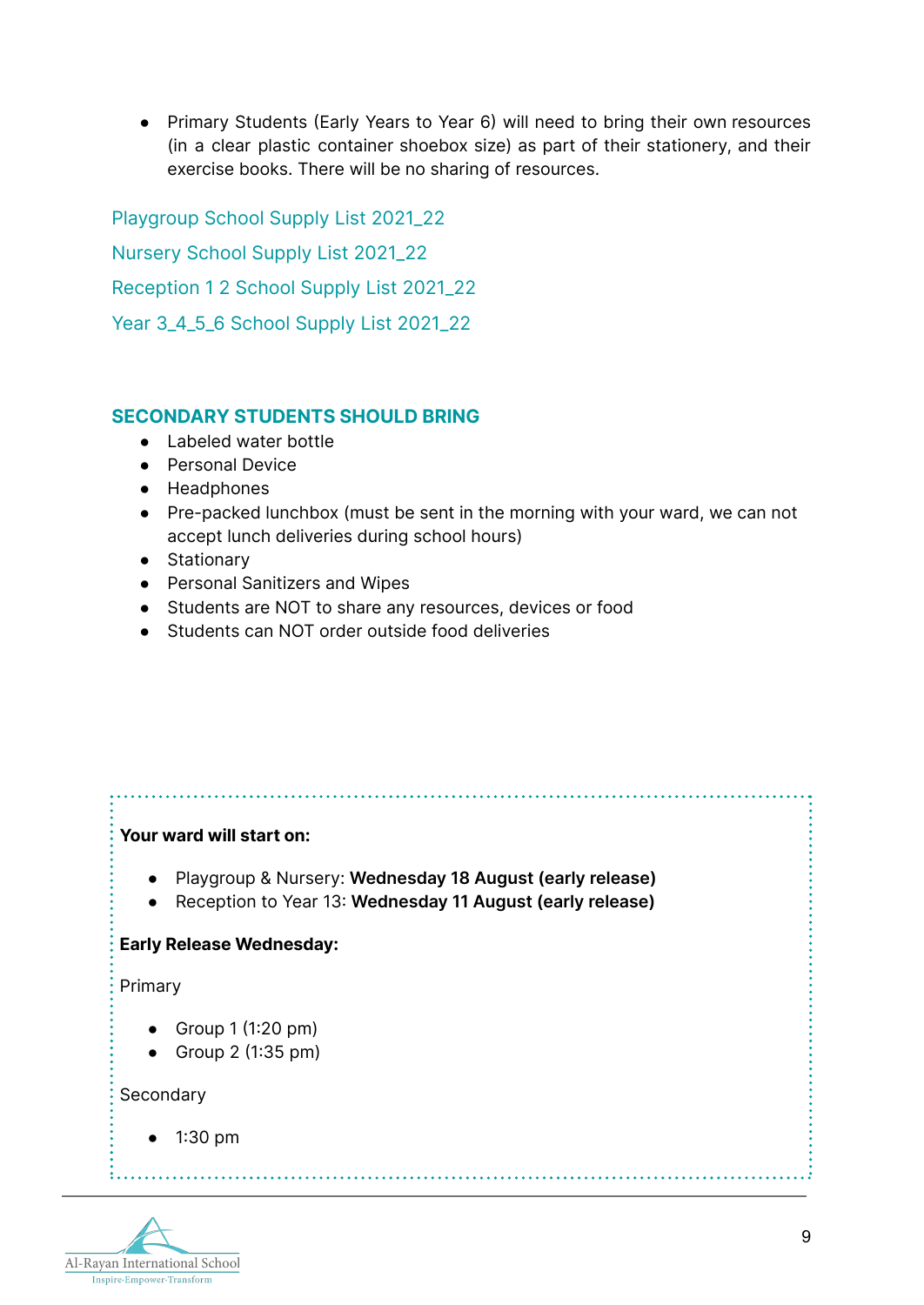- Primary Students (Early Years to Year 6) will need to bring their own resources (in a clear plastic container shoebox size) as part of their stationery, and their exercise books. There will be no sharing of resources.

Playgroup School Supply List 2021_22

Nursery School Supply List 2021_22

Reception 1 2 School Supply List 2021_22

Year 3_4_5_6 School Supply List 2021_22

## SECONDARY STUDENTS SHOULD BRING

- Labeled water bottle
- Personal Device
- Headphones
- Pre-packed lunchbox (must be sent in the morning with your ward, we can not accept lunch deliveries during school hours)
- Stationary
- Personal Sanitizers and Wipes
- Students are NOT to share any resources, devices or food
- Students can NOT order outside food deliveries

**Your ward will start on:**

- Playgroup & Nursery: **Wednesday 18 August (early release)**
- Reception to Year 13: **Wednesday 11 August (early release)**

**Early Release Wednesday:**

Primary

- Group 1 (1:20 pm)
- Group 2 (1:35 pm)

Secondary

- 1:30 pm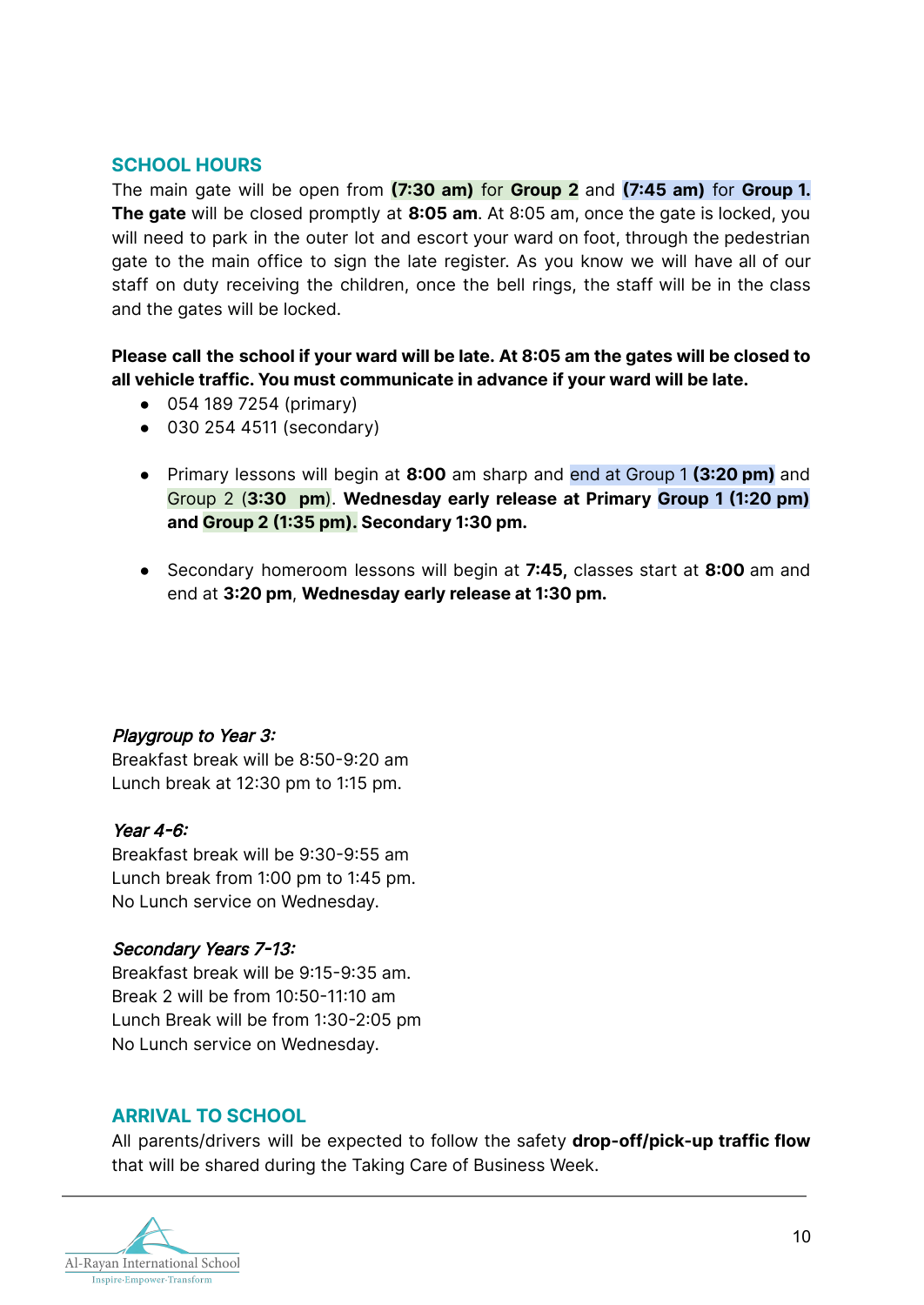## SCHOOL HOURS

The main gate will be open from **(7:30 am)** for **Group 2** and **(7:45 am)** for **Group 1. The gate** will be closed promptly at **8:05 am**. At 8:05 am, once the gate is locked, you will need to park in the outer lot and escort your ward on foot, through the pedestrian gate to the main office to sign the late register. As you know we will have all of our staff on duty receiving the children, once the bell rings, the staff will be in the class and the gates will be locked.

**Please call the school if your ward will be late. At 8:05 am the gates will be closed to all vehicle traffic. You must communicate in advance if your ward will be late.**

- 054 189 7254 (primary)
- 030 254 4511 (secondary)

- Primary lessons will begin at **8:00** am sharp and end at Group 1 **(3:20 pm)** and Group 2 (**3:30 pm**). **Wednesday early release at Primary Group 1 (1:20 pm) and Group 2 (1:35 pm). Secondary 1:30 pm.**

- Secondary homeroom lessons will begin at **7:45,** classes start at **8:00** am and end at **3:20 pm**, **Wednesday early release at 1:30 pm.**

*Playgroup to Year 3:*
Breakfast break will be 8:50-9:20 am
Lunch break at 12:30 pm to 1:15 pm.

*Year 4-6:*
Breakfast break will be 9:30-9:55 am
Lunch break from 1:00 pm to 1:45 pm.
No Lunch service on Wednesday.

*Secondary Years 7-13:*
Breakfast break will be 9:15-9:35 am.
Break 2 will be from 10:50-11:10 am
Lunch Break will be from 1:30-2:05 pm
No Lunch service on Wednesday.

## ARRIVAL TO SCHOOL

All parents/drivers will be expected to follow the safety **drop-off/pick-up traffic flow** that will be shared during the Taking Care of Business Week.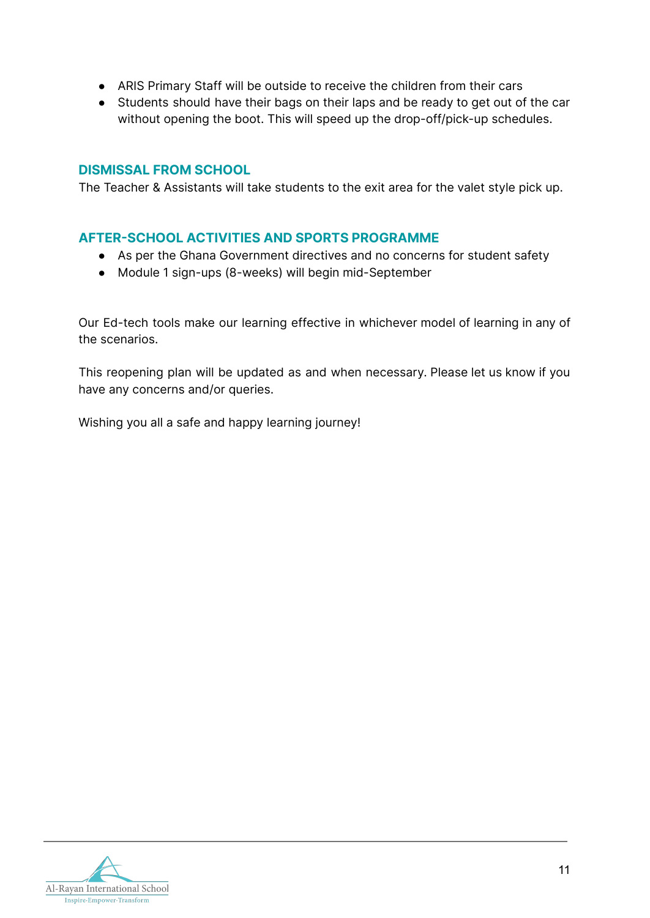- ARIS Primary Staff will be outside to receive the children from their cars
- Students should have their bags on their laps and be ready to get out of the car without opening the boot. This will speed up the drop-off/pick-up schedules.

## DISMISSAL FROM SCHOOL

The Teacher & Assistants will take students to the exit area for the valet style pick up.

## AFTER-SCHOOL ACTIVITIES AND SPORTS PROGRAMME

- As per the Ghana Government directives and no concerns for student safety
- Module 1 sign-ups (8-weeks) will begin mid-September

Our Ed-tech tools make our learning effective in whichever model of learning in any of the scenarios.

This reopening plan will be updated as and when necessary. Please let us know if you have any concerns and/or queries.

Wishing you all a safe and happy learning journey!